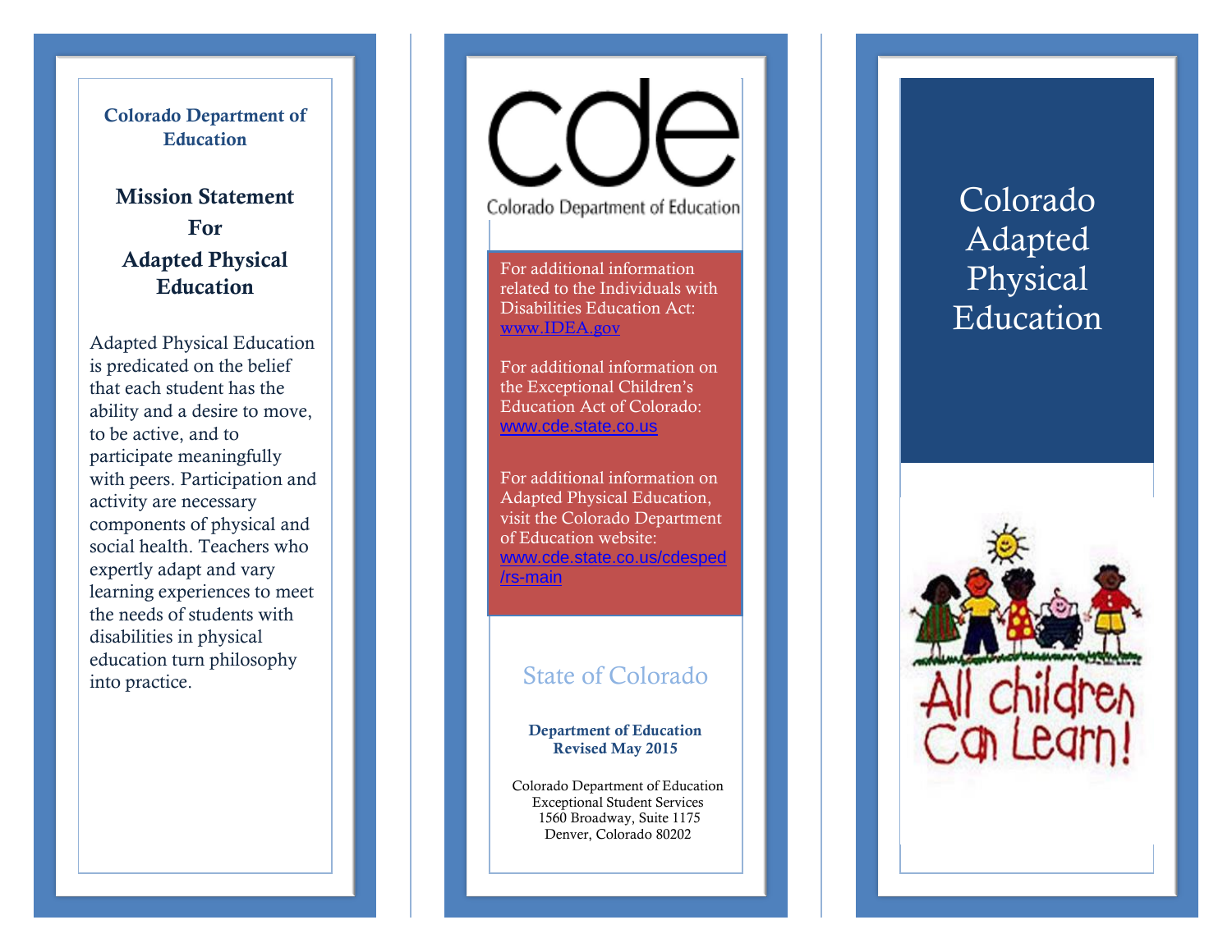**Colorado Department of Education**

## Mission Statement For Adapted Physical Education

Adapted Physical Education is predicated on the belief that each student has the ability and a desire to move, to be active, and to participate meaningfully with peers. Participation and activity are necessary components of physical and social health. Teachers who expertly adapt and vary learning experiences to meet the needs of students with disabilities in physical education turn philosophy into practice.

cde

Colorado Department of Education

For additional information related to the Individuals with Disabilities Education Act: www.IDEA.gov

For additional information on the Exceptional Children's Education Act of Colorado: www.cde.state.co.us

For additional information on Adapted Physical Education, visit the Colorado Department of Education website: www.cde.state.co.us/cdesped/rs-main

State of Colorado

**Department of Education**
**Revised May 2015**

Colorado Department of Education
Exceptional Student Services
1560 Broadway, Suite 1175
Denver, Colorado 80202

# Colorado Adapted Physical Education

All children Can Learn!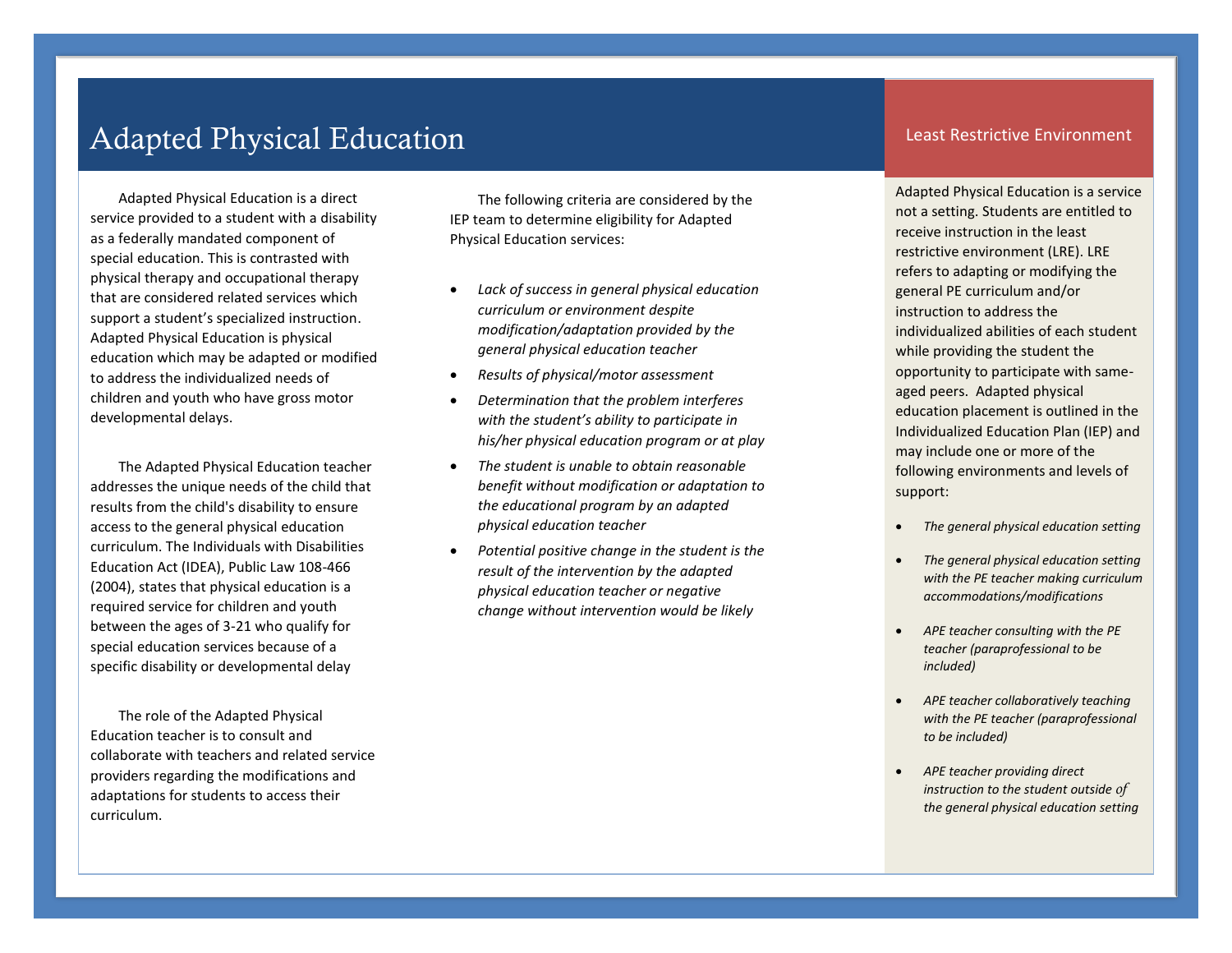# Adapted Physical Education

Adapted Physical Education is a direct service provided to a student with a disability as a federally mandated component of special education. This is contrasted with physical therapy and occupational therapy that are considered related services which support a student's specialized instruction. Adapted Physical Education is physical education which may be adapted or modified to address the individualized needs of children and youth who have gross motor developmental delays.

The Adapted Physical Education teacher addresses the unique needs of the child that results from the child's disability to ensure access to the general physical education curriculum. The Individuals with Disabilities Education Act (IDEA), Public Law 108-466 (2004), states that physical education is a required service for children and youth between the ages of 3-21 who qualify for special education services because of a specific disability or developmental delay

The role of the Adapted Physical Education teacher is to consult and collaborate with teachers and related service providers regarding the modifications and adaptations for students to access their curriculum.

The following criteria are considered by the IEP team to determine eligibility for Adapted Physical Education services:

- *Lack of success in general physical education curriculum or environment despite modification/adaptation provided by the general physical education teacher*
- *Results of physical/motor assessment*
- *Determination that the problem interferes with the student's ability to participate in his/her physical education program or at play*
- *The student is unable to obtain reasonable benefit without modification or adaptation to the educational program by an adapted physical education teacher*
- *Potential positive change in the student is the result of the intervention by the adapted physical education teacher or negative change without intervention would be likely*

## Least Restrictive Environment

Adapted Physical Education is a service not a setting. Students are entitled to receive instruction in the least restrictive environment (LRE). LRE refers to adapting or modifying the general PE curriculum and/or instruction to address the individualized abilities of each student while providing the student the opportunity to participate with same-aged peers. Adapted physical education placement is outlined in the Individualized Education Plan (IEP) and may include one or more of the following environments and levels of support:

- *The general physical education setting*
- *The general physical education setting with the PE teacher making curriculum accommodations/modifications*
- *APE teacher consulting with the PE teacher (paraprofessional to be included)*
- *APE teacher collaboratively teaching with the PE teacher (paraprofessional to be included)*
- *APE teacher providing direct instruction to the student outside of the general physical education setting*